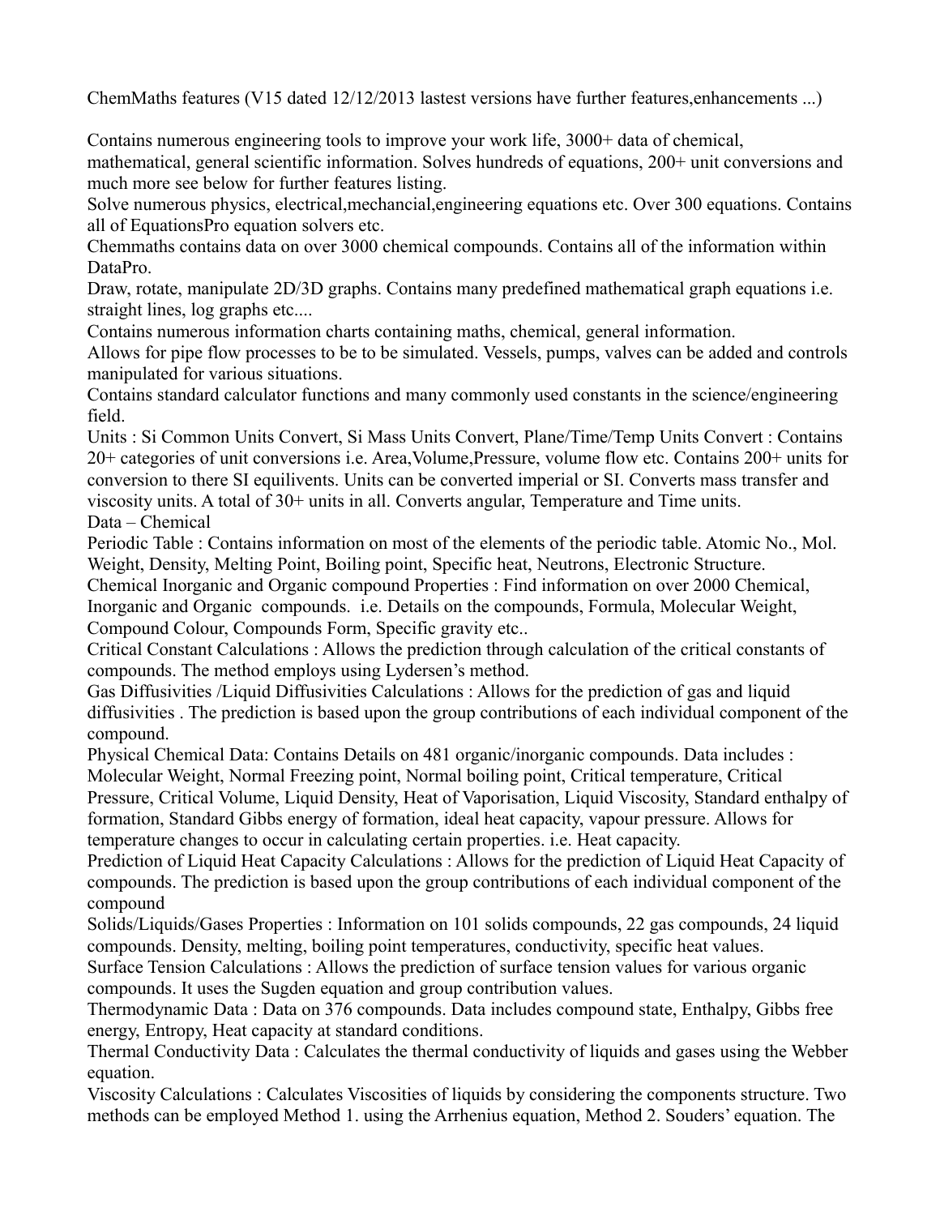ChemMaths features (V15 dated 12/12/2013 lastest versions have further features,enhancements ...)

Contains numerous engineering tools to improve your work life, 3000+ data of chemical, mathematical, general scientific information. Solves hundreds of equations, 200+ unit conversions and much more see below for further features listing.

Solve numerous physics, electrical,mechancial,engineering equations etc. Over 300 equations. Contains all of EquationsPro equation solvers etc.

Chemmaths contains data on over 3000 chemical compounds. Contains all of the information within DataPro.

Draw, rotate, manipulate 2D/3D graphs. Contains many predefined mathematical graph equations i.e. straight lines, log graphs etc....

Contains numerous information charts containing maths, chemical, general information.

Allows for pipe flow processes to be to be simulated. Vessels, pumps, valves can be added and controls manipulated for various situations.

Contains standard calculator functions and many commonly used constants in the science/engineering field.

Units : Si Common Units Convert, Si Mass Units Convert, Plane/Time/Temp Units Convert : Contains 20+ categories of unit conversions i.e. Area,Volume,Pressure, volume flow etc. Contains 200+ units for conversion to there SI equilivents. Units can be converted imperial or SI. Converts mass transfer and viscosity units. A total of 30+ units in all. Converts angular, Temperature and Time units.

Data – Chemical

Periodic Table : Contains information on most of the elements of the periodic table. Atomic No., Mol. Weight, Density, Melting Point, Boiling point, Specific heat, Neutrons, Electronic Structure.

Chemical Inorganic and Organic compound Properties : Find information on over 2000 Chemical, Inorganic and Organic compounds. i.e. Details on the compounds, Formula, Molecular Weight, Compound Colour, Compounds Form, Specific gravity etc..

Critical Constant Calculations : Allows the prediction through calculation of the critical constants of compounds. The method employs using Lydersen's method.

Gas Diffusivities /Liquid Diffusivities Calculations : Allows for the prediction of gas and liquid diffusivities . The prediction is based upon the group contributions of each individual component of the compound.

Physical Chemical Data: Contains Details on 481 organic/inorganic compounds. Data includes : Molecular Weight, Normal Freezing point, Normal boiling point, Critical temperature, Critical Pressure, Critical Volume, Liquid Density, Heat of Vaporisation, Liquid Viscosity, Standard enthalpy of formation, Standard Gibbs energy of formation, ideal heat capacity, vapour pressure. Allows for temperature changes to occur in calculating certain properties. i.e. Heat capacity.

Prediction of Liquid Heat Capacity Calculations : Allows for the prediction of Liquid Heat Capacity of compounds. The prediction is based upon the group contributions of each individual component of the compound

Solids/Liquids/Gases Properties : Information on 101 solids compounds, 22 gas compounds, 24 liquid compounds. Density, melting, boiling point temperatures, conductivity, specific heat values.

Surface Tension Calculations : Allows the prediction of surface tension values for various organic compounds. It uses the Sugden equation and group contribution values.

Thermodynamic Data : Data on 376 compounds. Data includes compound state, Enthalpy, Gibbs free energy, Entropy, Heat capacity at standard conditions.

Thermal Conductivity Data : Calculates the thermal conductivity of liquids and gases using the Webber equation.

Viscosity Calculations : Calculates Viscosities of liquids by considering the components structure. Two methods can be employed Method 1. using the Arrhenius equation, Method 2. Souders' equation. The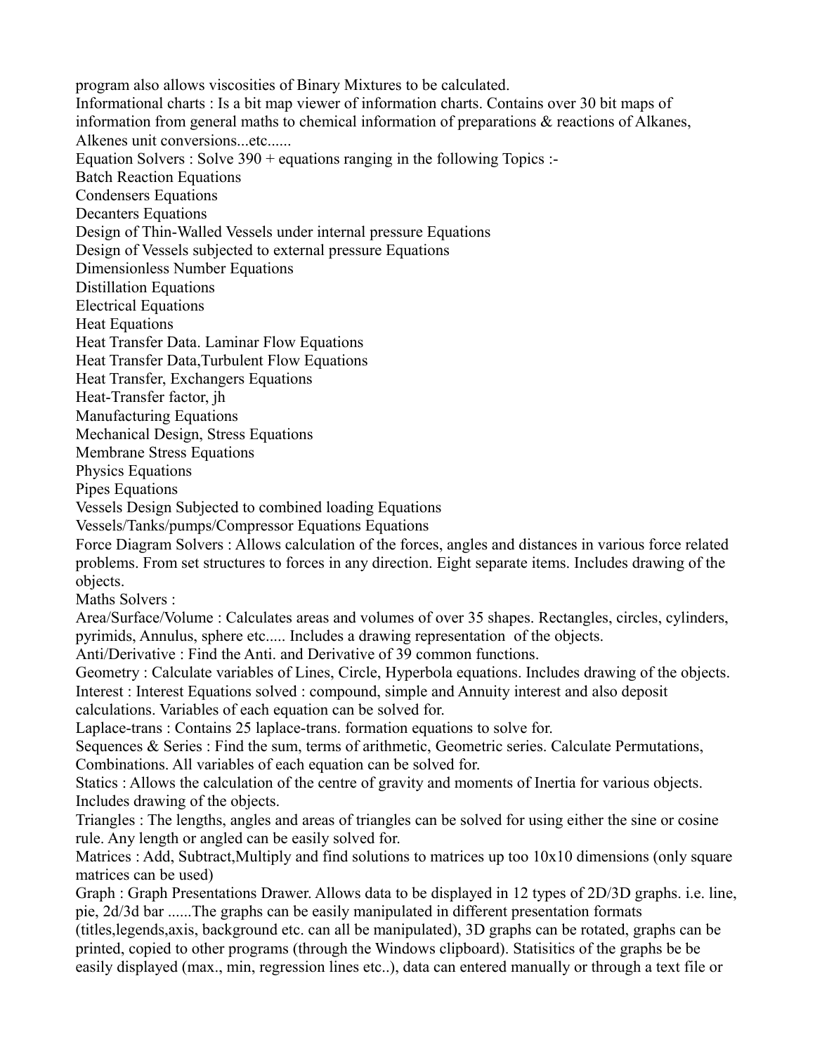program also allows viscosities of Binary Mixtures to be calculated.

Informational charts : Is a bit map viewer of information charts. Contains over 30 bit maps of information from general maths to chemical information of preparations & reactions of Alkanes, Alkenes unit conversions...etc......

Equation Solvers : Solve 390 + equations ranging in the following Topics :-

Batch Reaction Equations
Condensers Equations
Decanters Equations
Design of Thin-Walled Vessels under internal pressure Equations
Design of Vessels subjected to external pressure Equations
Dimensionless Number Equations
Distillation Equations
Electrical Equations
Heat Equations
Heat Transfer Data. Laminar Flow Equations
Heat Transfer Data,Turbulent Flow Equations
Heat Transfer, Exchangers Equations
Heat-Transfer factor, jh
Manufacturing Equations
Mechanical Design, Stress Equations
Membrane Stress Equations
Physics Equations
Pipes Equations
Vessels Design Subjected to combined loading Equations
Vessels/Tanks/pumps/Compressor Equations Equations

Force Diagram Solvers : Allows calculation of the forces, angles and distances in various force related problems. From set structures to forces in any direction. Eight separate items. Includes drawing of the objects.

Maths Solvers :

Area/Surface/Volume : Calculates areas and volumes of over 35 shapes. Rectangles, circles, cylinders, pyrimids, Annulus, sphere etc..... Includes a drawing representation of the objects.

Anti/Derivative : Find the Anti. and Derivative of 39 common functions.

Geometry : Calculate variables of Lines, Circle, Hyperbola equations. Includes drawing of the objects.

Interest : Interest Equations solved : compound, simple and Annuity interest and also deposit calculations. Variables of each equation can be solved for.

Laplace-trans : Contains 25 laplace-trans. formation equations to solve for.

Sequences & Series : Find the sum, terms of arithmetic, Geometric series. Calculate Permutations, Combinations. All variables of each equation can be solved for.

Statics : Allows the calculation of the centre of gravity and moments of Inertia for various objects. Includes drawing of the objects.

Triangles : The lengths, angles and areas of triangles can be solved for using either the sine or cosine rule. Any length or angled can be easily solved for.

Matrices : Add, Subtract,Multiply and find solutions to matrices up too 10x10 dimensions (only square matrices can be used)

Graph : Graph Presentations Drawer. Allows data to be displayed in 12 types of 2D/3D graphs. i.e. line, pie, 2d/3d bar ......The graphs can be easily manipulated in different presentation formats (titles,legends,axis, background etc. can all be manipulated), 3D graphs can be rotated, graphs can be printed, copied to other programs (through the Windows clipboard). Statisitics of the graphs be be easily displayed (max., min, regression lines etc..), data can entered manually or through a text file or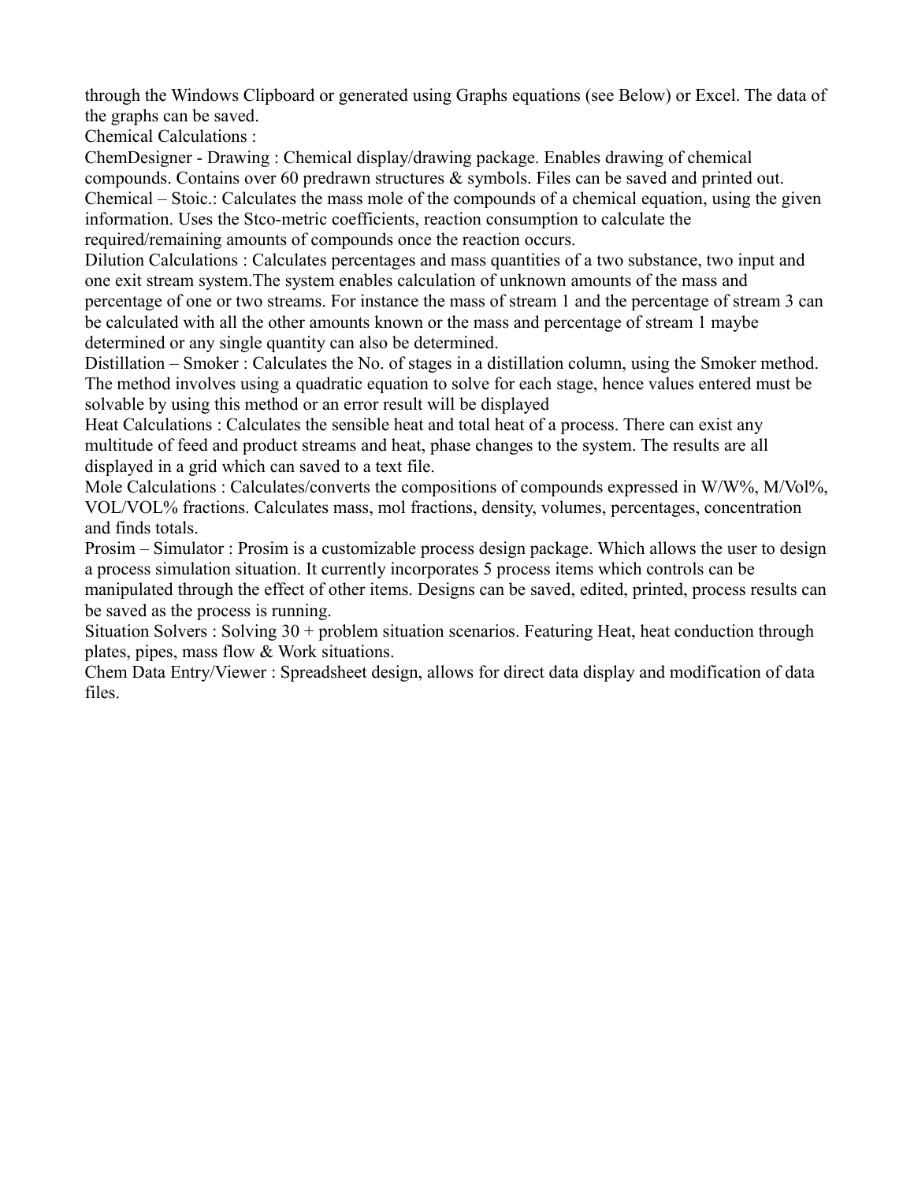through the Windows Clipboard or generated using Graphs equations (see Below) or Excel. The data of the graphs can be saved.

Chemical Calculations :

ChemDesigner - Drawing : Chemical display/drawing package. Enables drawing of chemical compounds. Contains over 60 predrawn structures & symbols. Files can be saved and printed out.

Chemical – Stoic.: Calculates the mass mole of the compounds of a chemical equation, using the given information. Uses the Stco-metric coefficients, reaction consumption to calculate the required/remaining amounts of compounds once the reaction occurs.

Dilution Calculations : Calculates percentages and mass quantities of a two substance, two input and one exit stream system.The system enables calculation of unknown amounts of the mass and percentage of one or two streams. For instance the mass of stream 1 and the percentage of stream 3 can be calculated with all the other amounts known or the mass and percentage of stream 1 maybe determined or any single quantity can also be determined.

Distillation – Smoker : Calculates the No. of stages in a distillation column, using the Smoker method. The method involves using a quadratic equation to solve for each stage, hence values entered must be solvable by using this method or an error result will be displayed

Heat Calculations : Calculates the sensible heat and total heat of a process. There can exist any multitude of feed and product streams and heat, phase changes to the system. The results are all displayed in a grid which can saved to a text file.

Mole Calculations : Calculates/converts the compositions of compounds expressed in W/W%, M/Vol%, VOL/VOL% fractions. Calculates mass, mol fractions, density, volumes, percentages, concentration and finds totals.

Prosim – Simulator : Prosim is a customizable process design package. Which allows the user to design a process simulation situation. It currently incorporates 5 process items which controls can be manipulated through the effect of other items. Designs can be saved, edited, printed, process results can be saved as the process is running.

Situation Solvers : Solving 30 + problem situation scenarios. Featuring Heat, heat conduction through plates, pipes, mass flow & Work situations.

Chem Data Entry/Viewer : Spreadsheet design, allows for direct data display and modification of data files.